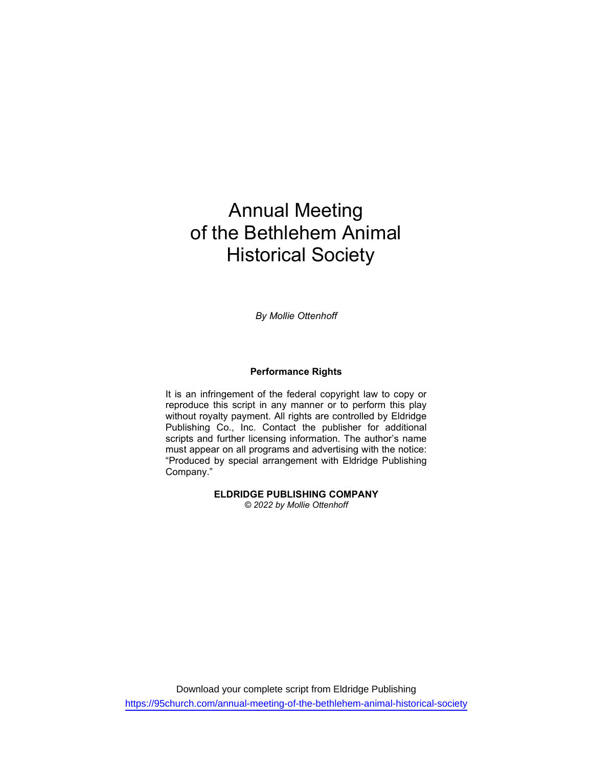# Annual Meeting of the Bethlehem Animal Historical Society

*By Mollie Ottenhoff*

**Performance Rights**

It is an infringement of the federal copyright law to copy or reproduce this script in any manner or to perform this play without royalty payment. All rights are controlled by Eldridge Publishing Co., Inc. Contact the publisher for additional scripts and further licensing information. The author's name must appear on all programs and advertising with the notice: "Produced by special arrangement with Eldridge Publishing Company."

**ELDRIDGE PUBLISHING COMPANY**
*© 2022 by Mollie Ottenhoff*

Download your complete script from Eldridge Publishing
https://95church.com/annual-meeting-of-the-bethlehem-animal-historical-society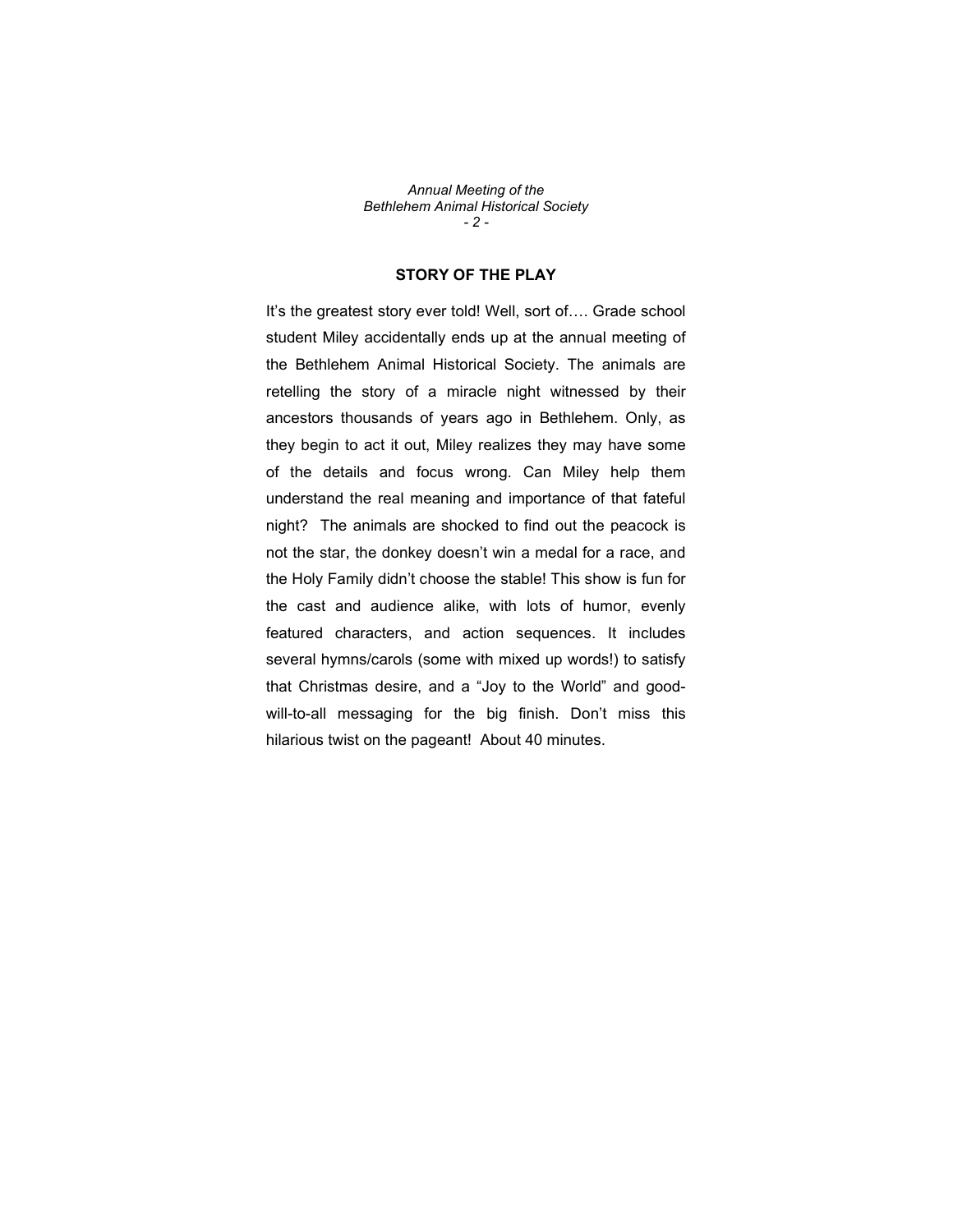## STORY OF THE PLAY

It's the greatest story ever told! Well, sort of…. Grade school student Miley accidentally ends up at the annual meeting of the Bethlehem Animal Historical Society. The animals are retelling the story of a miracle night witnessed by their ancestors thousands of years ago in Bethlehem. Only, as they begin to act it out, Miley realizes they may have some of the details and focus wrong. Can Miley help them understand the real meaning and importance of that fateful night? The animals are shocked to find out the peacock is not the star, the donkey doesn't win a medal for a race, and the Holy Family didn't choose the stable! This show is fun for the cast and audience alike, with lots of humor, evenly featured characters, and action sequences. It includes several hymns/carols (some with mixed up words!) to satisfy that Christmas desire, and a "Joy to the World" and good-will-to-all messaging for the big finish. Don't miss this hilarious twist on the pageant! About 40 minutes.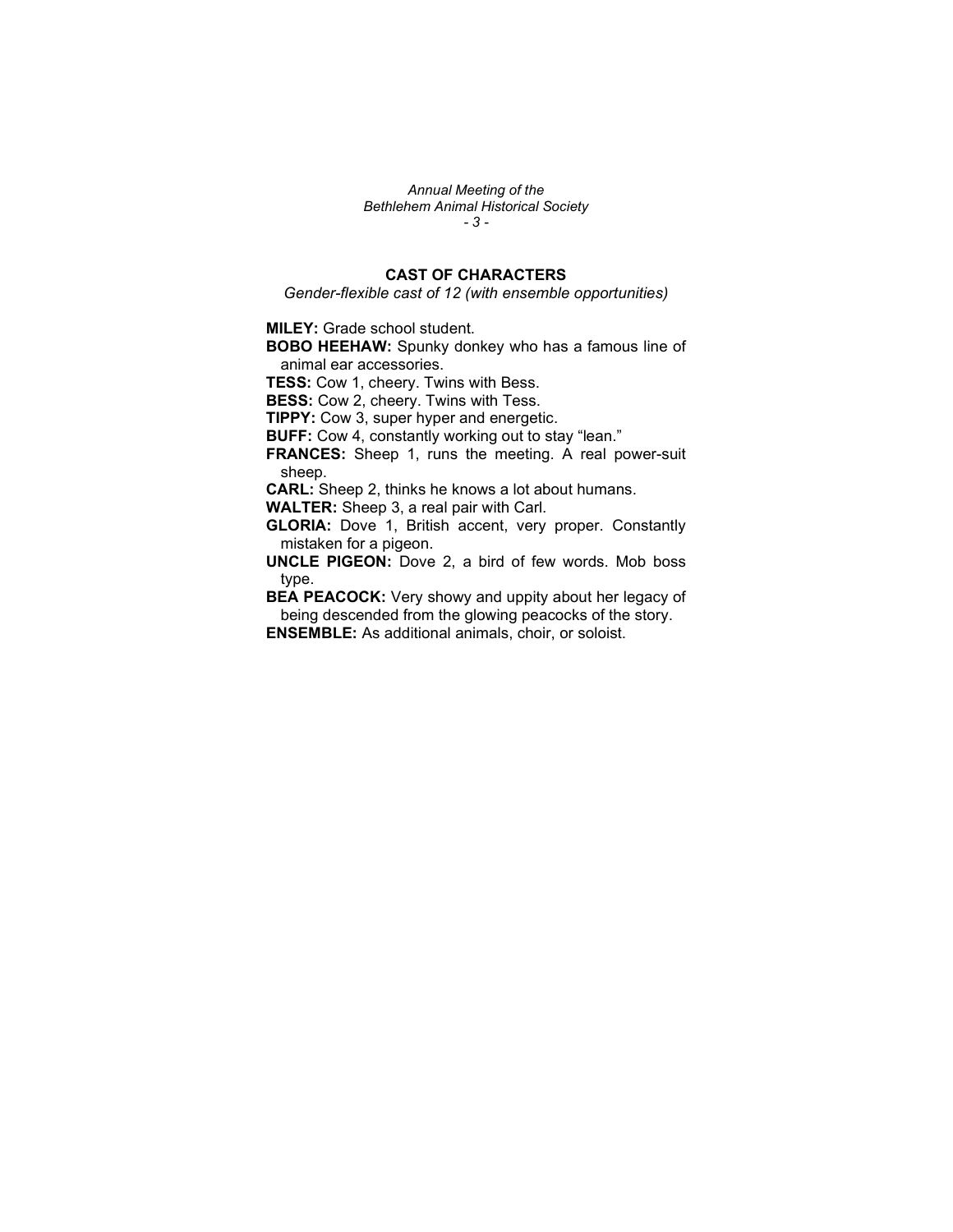## CAST OF CHARACTERS

*Gender-flexible cast of 12 (with ensemble opportunities)*

**MILEY:** Grade school student.

**BOBO HEEHAW:** Spunky donkey who has a famous line of animal ear accessories.

**TESS:** Cow 1, cheery. Twins with Bess.

**BESS:** Cow 2, cheery. Twins with Tess.

**TIPPY:** Cow 3, super hyper and energetic.

**BUFF:** Cow 4, constantly working out to stay "lean."

**FRANCES:** Sheep 1, runs the meeting. A real power-suit sheep.

**CARL:** Sheep 2, thinks he knows a lot about humans.

**WALTER:** Sheep 3, a real pair with Carl.

**GLORIA:** Dove 1, British accent, very proper. Constantly mistaken for a pigeon.

**UNCLE PIGEON:** Dove 2, a bird of few words. Mob boss type.

**BEA PEACOCK:** Very showy and uppity about her legacy of being descended from the glowing peacocks of the story.

**ENSEMBLE:** As additional animals, choir, or soloist.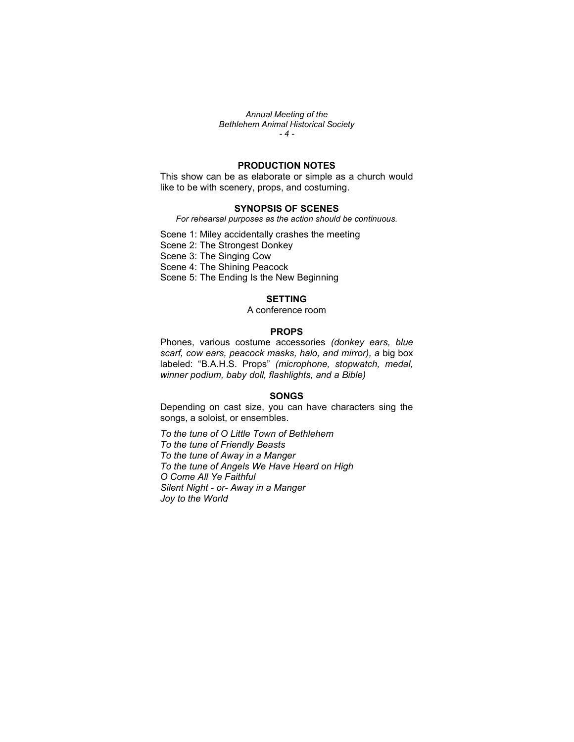## PRODUCTION NOTES

This show can be as elaborate or simple as a church would like to be with scenery, props, and costuming.

## SYNOPSIS OF SCENES

*For rehearsal purposes as the action should be continuous.*

Scene 1: Miley accidentally crashes the meeting
Scene 2: The Strongest Donkey
Scene 3: The Singing Cow
Scene 4: The Shining Peacock
Scene 5: The Ending Is the New Beginning

## SETTING

A conference room

## PROPS

Phones, various costume accessories *(donkey ears, blue scarf, cow ears, peacock masks, halo, and mirror), a* big box labeled: "B.A.H.S. Props" *(microphone, stopwatch, medal, winner podium, baby doll, flashlights, and a Bible)*

## SONGS

Depending on cast size, you can have characters sing the songs, a soloist, or ensembles.

*To the tune of O Little Town of Bethlehem*
*To the tune of Friendly Beasts*
*To the tune of Away in a Manger*
*To the tune of Angels We Have Heard on High*
*O Come All Ye Faithful*
*Silent Night - or- Away in a Manger*
*Joy to the World*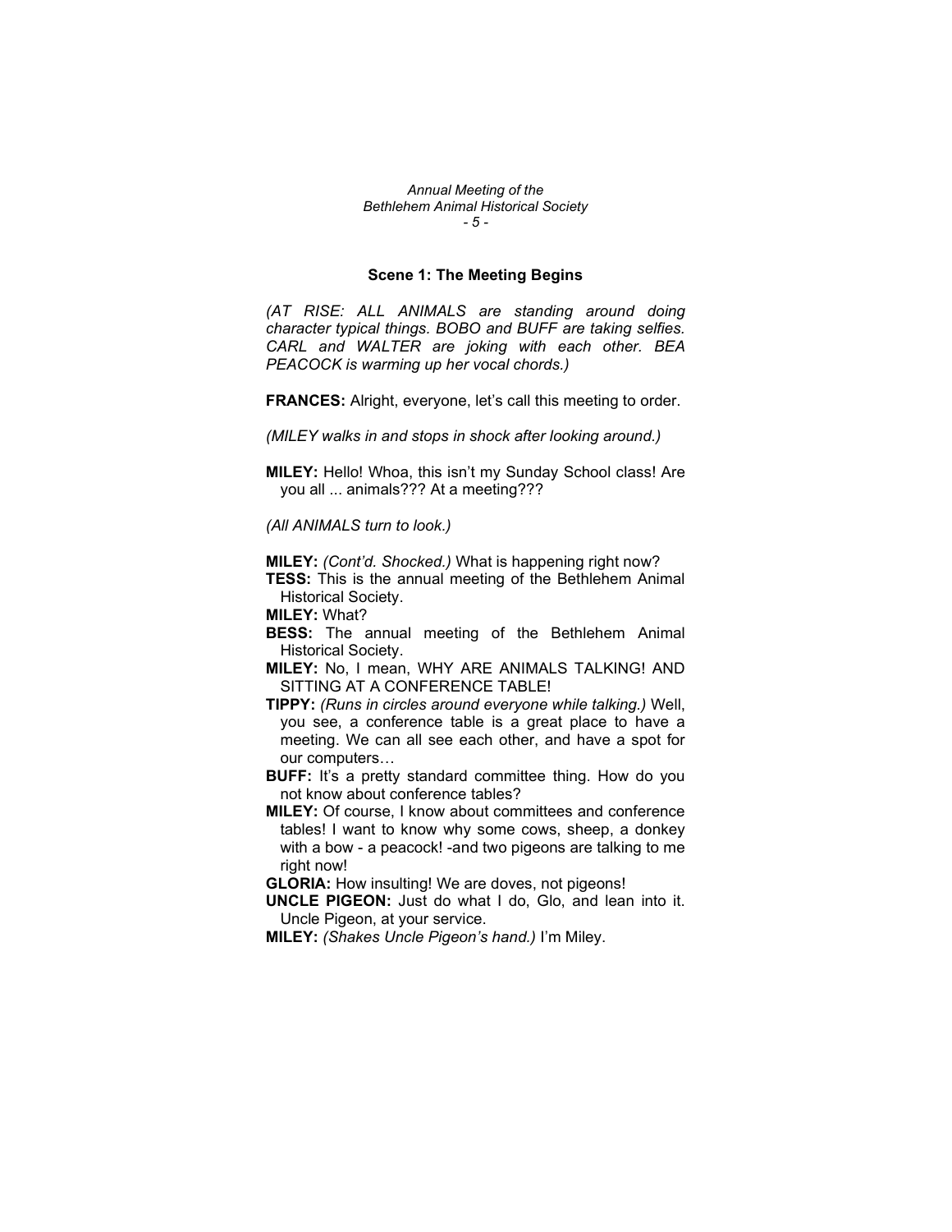### Scene 1: The Meeting Begins

*(AT RISE: ALL ANIMALS are standing around doing character typical things. BOBO and BUFF are taking selfies. CARL and WALTER are joking with each other. BEA PEACOCK is warming up her vocal chords.)*

**FRANCES:** Alright, everyone, let's call this meeting to order.

*(MILEY walks in and stops in shock after looking around.)*

**MILEY:** Hello! Whoa, this isn't my Sunday School class! Are you all ... animals??? At a meeting???

*(All ANIMALS turn to look.)*

**MILEY:** *(Cont'd. Shocked.)* What is happening right now?

**TESS:** This is the annual meeting of the Bethlehem Animal Historical Society.

**MILEY:** What?

**BESS:** The annual meeting of the Bethlehem Animal Historical Society.

**MILEY:** No, I mean, WHY ARE ANIMALS TALKING! AND SITTING AT A CONFERENCE TABLE!

**TIPPY:** *(Runs in circles around everyone while talking.)* Well, you see, a conference table is a great place to have a meeting. We can all see each other, and have a spot for our computers…

**BUFF:** It's a pretty standard committee thing. How do you not know about conference tables?

**MILEY:** Of course, I know about committees and conference tables! I want to know why some cows, sheep, a donkey with a bow - a peacock! -and two pigeons are talking to me right now!

**GLORIA:** How insulting! We are doves, not pigeons!

**UNCLE PIGEON:** Just do what I do, Glo, and lean into it. Uncle Pigeon, at your service.

**MILEY:** *(Shakes Uncle Pigeon's hand.)* I'm Miley.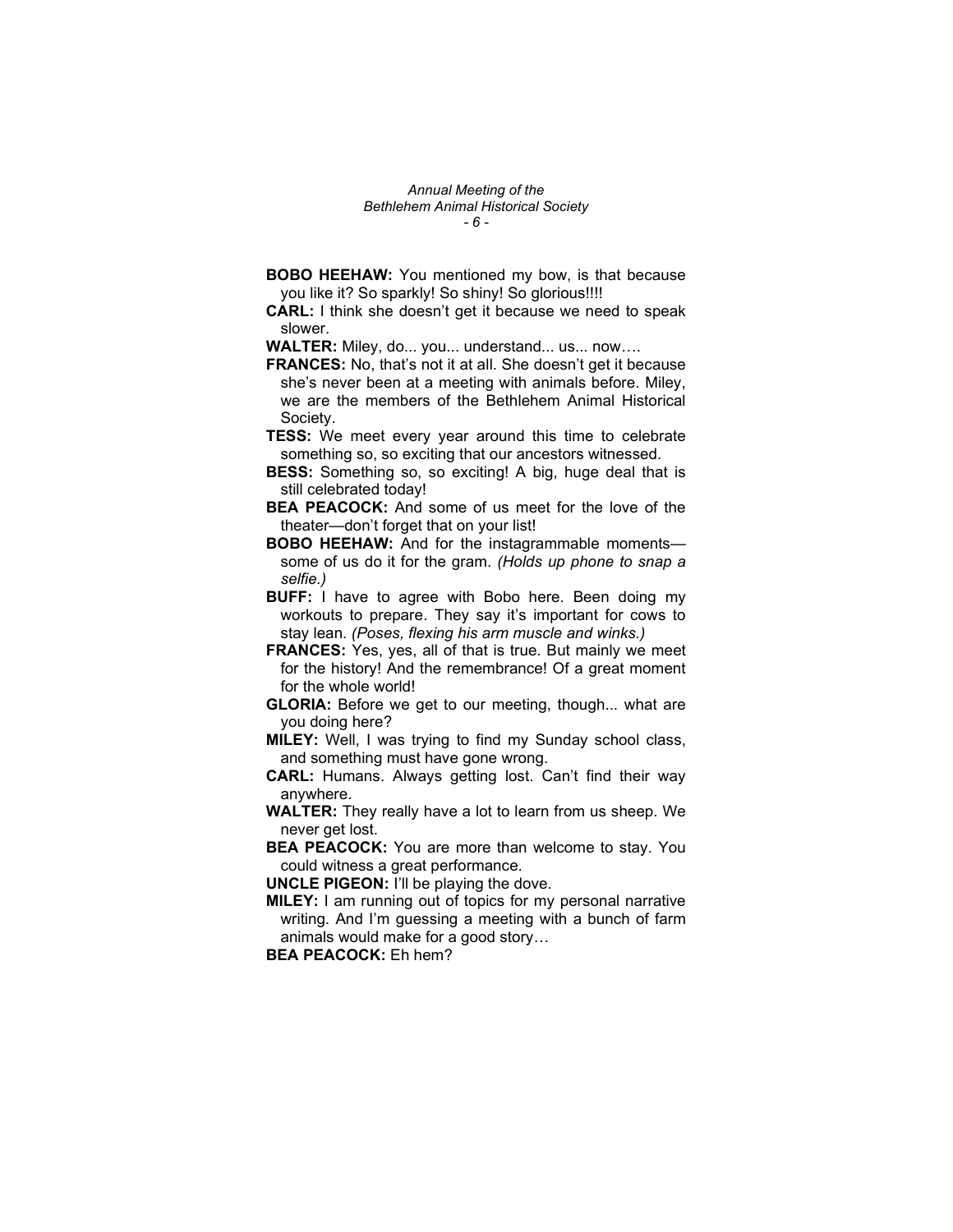**BOBO HEEHAW:** You mentioned my bow, is that because you like it? So sparkly! So shiny! So glorious!!!!

**CARL:** I think she doesn't get it because we need to speak slower.

**WALTER:** Miley, do... you... understand... us... now….

**FRANCES:** No, that's not it at all. She doesn't get it because she's never been at a meeting with animals before. Miley, we are the members of the Bethlehem Animal Historical Society.

**TESS:** We meet every year around this time to celebrate something so, so exciting that our ancestors witnessed.

**BESS:** Something so, so exciting! A big, huge deal that is still celebrated today!

**BEA PEACOCK:** And some of us meet for the love of the theater—don't forget that on your list!

**BOBO HEEHAW:** And for the instagrammable moments—some of us do it for the gram. *(Holds up phone to snap a selfie.)*

**BUFF:** I have to agree with Bobo here. Been doing my workouts to prepare. They say it's important for cows to stay lean. *(Poses, flexing his arm muscle and winks.)*

**FRANCES:** Yes, yes, all of that is true. But mainly we meet for the history! And the remembrance! Of a great moment for the whole world!

**GLORIA:** Before we get to our meeting, though... what are you doing here?

**MILEY:** Well, I was trying to find my Sunday school class, and something must have gone wrong.

**CARL:** Humans. Always getting lost. Can't find their way anywhere.

**WALTER:** They really have a lot to learn from us sheep. We never get lost.

**BEA PEACOCK:** You are more than welcome to stay. You could witness a great performance.

**UNCLE PIGEON:** I'll be playing the dove.

**MILEY:** I am running out of topics for my personal narrative writing. And I'm guessing a meeting with a bunch of farm animals would make for a good story…

**BEA PEACOCK:** Eh hem?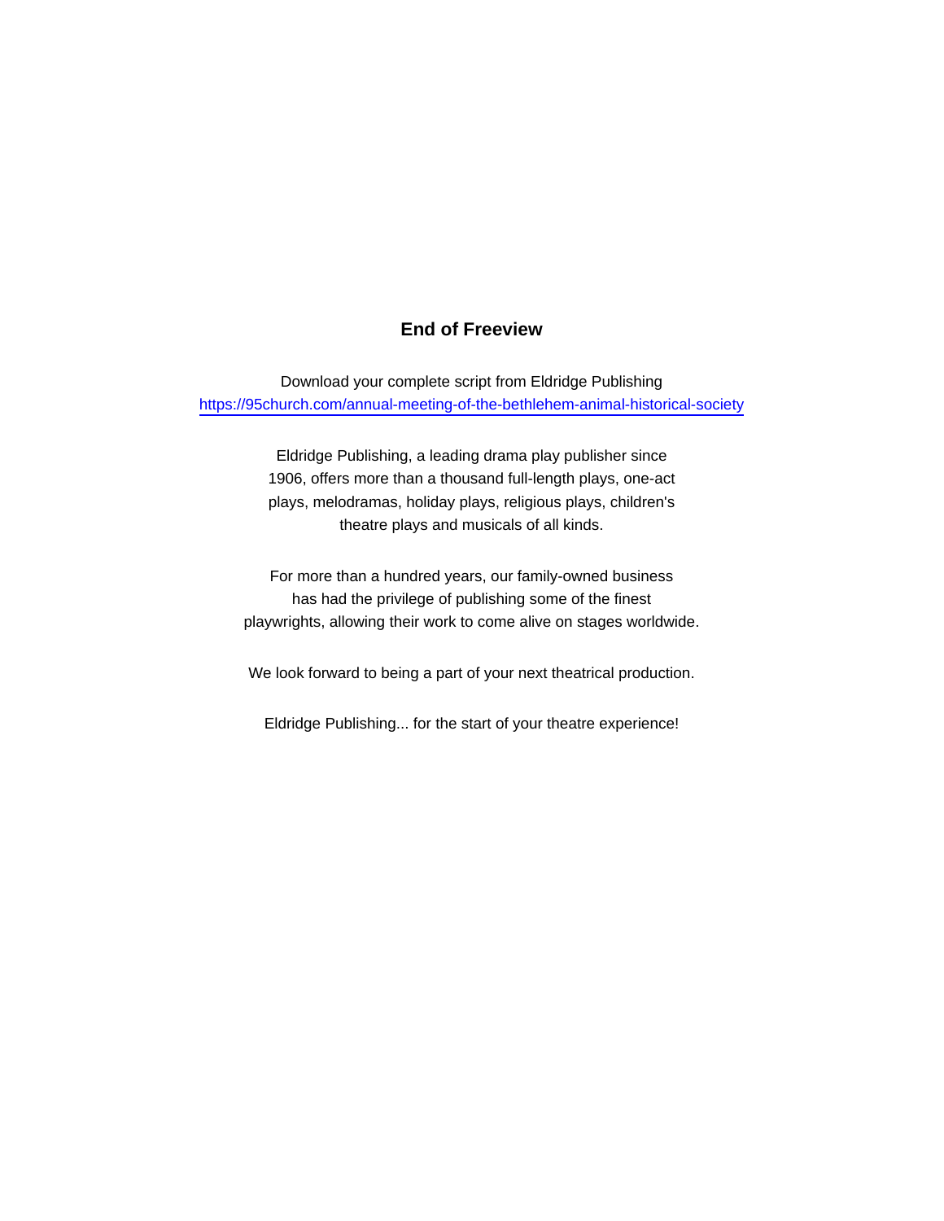## End of Freeview

Download your complete script from Eldridge Publishing
https://95church.com/annual-meeting-of-the-bethlehem-animal-historical-society

Eldridge Publishing, a leading drama play publisher since 1906, offers more than a thousand full-length plays, one-act plays, melodramas, holiday plays, religious plays, children's theatre plays and musicals of all kinds.

For more than a hundred years, our family-owned business has had the privilege of publishing some of the finest playwrights, allowing their work to come alive on stages worldwide.

We look forward to being a part of your next theatrical production.

Eldridge Publishing... for the start of your theatre experience!